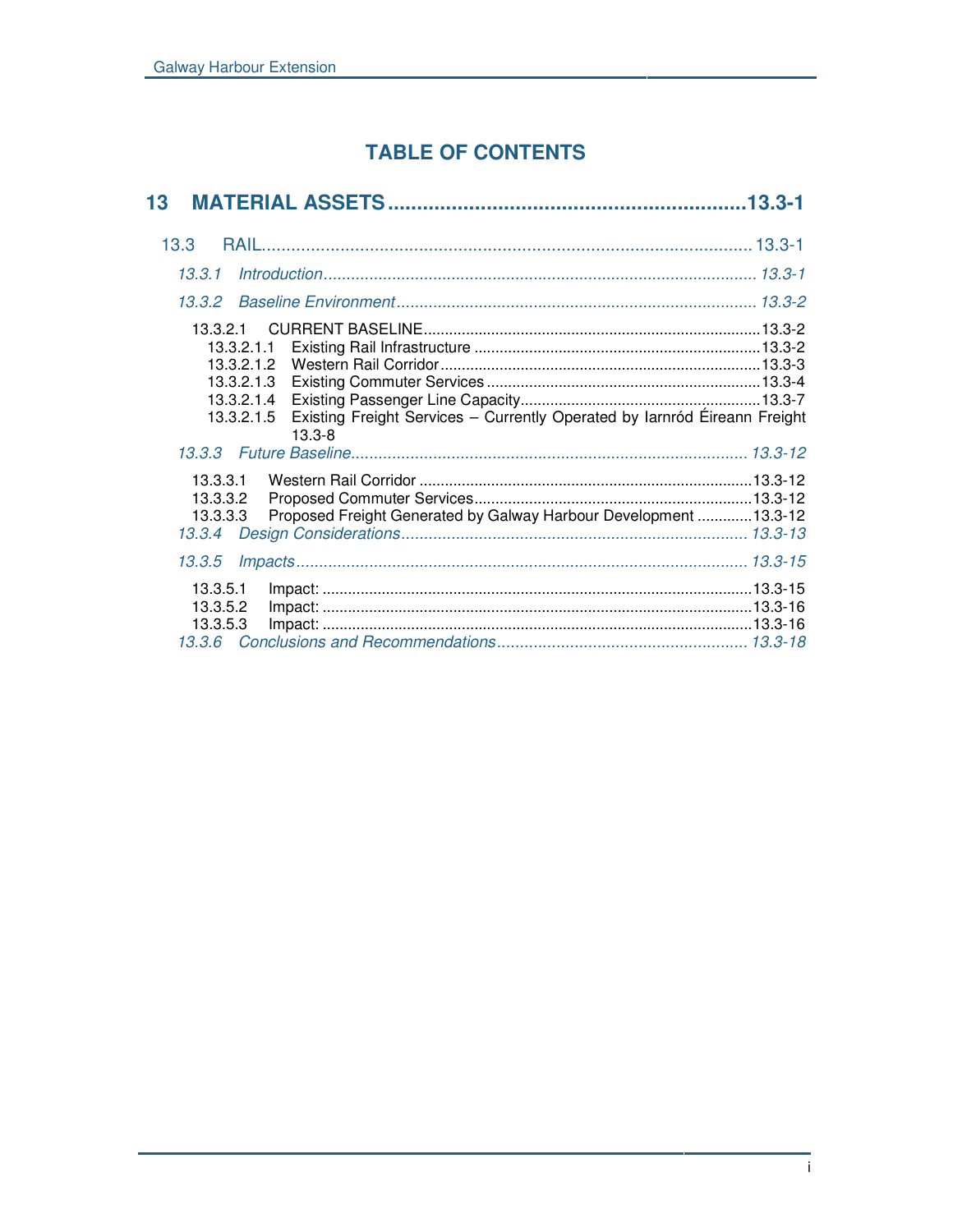# TABLE OF CONTENTS

**13 MATERIAL ASSETS ............................................................ 13.3-1**

13.3 RAIL ............................................................ 13.3-1

*13.3.1 Introduction ............................................................ 13.3-1*

*13.3.2 Baseline Environment ............................................................ 13.3-2*

13.3.2.1 CURRENT BASELINE ............................................................ 13.3-2

13.3.2.1.1 Existing Rail Infrastructure ............................................................ 13.3-2

13.3.2.1.2 Western Rail Corridor ............................................................ 13.3-3

13.3.2.1.3 Existing Commuter Services ............................................................ 13.3-4

13.3.2.1.4 Existing Passenger Line Capacity ............................................................ 13.3-7

13.3.2.1.5 Existing Freight Services – Currently Operated by Iarnród Éireann Freight 13.3-8

*13.3.3 Future Baseline ............................................................ 13.3-12*

13.3.3.1 Western Rail Corridor ............................................................ 13.3-12

13.3.3.2 Proposed Commuter Services ............................................................ 13.3-12

13.3.3.3 Proposed Freight Generated by Galway Harbour Development ............ 13.3-12

*13.3.4 Design Considerations ............................................................ 13.3-13*

*13.3.5 Impacts ............................................................ 13.3-15*

13.3.5.1 Impact: ............................................................ 13.3-15

13.3.5.2 Impact: ............................................................ 13.3-16

13.3.5.3 Impact: ............................................................ 13.3-16

*13.3.6 Conclusions and Recommendations ............................................................ 13.3-18*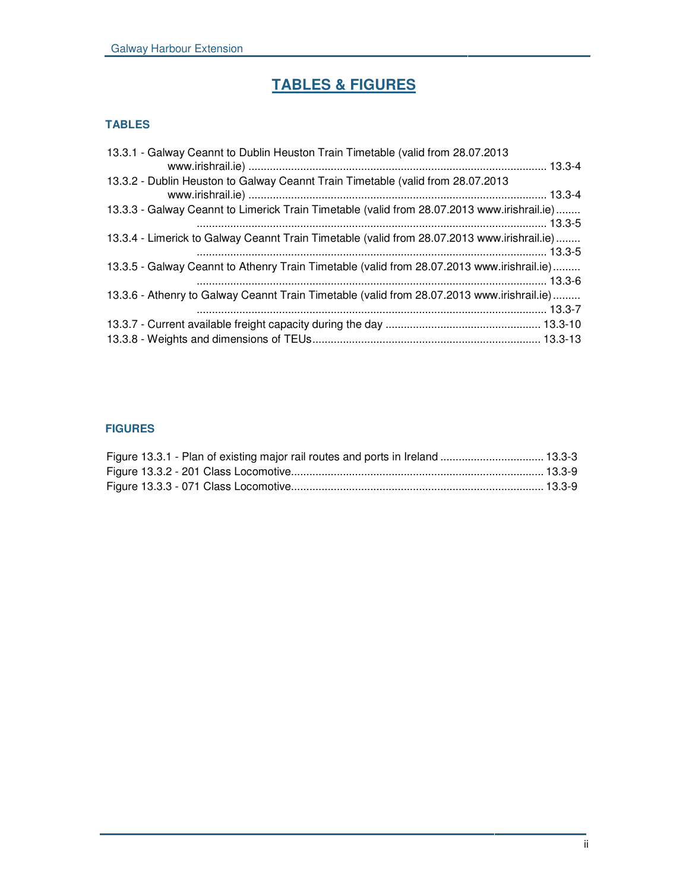# TABLES & FIGURES

## TABLES

13.3.1 - Galway Ceannt to Dublin Heuston Train Timetable (valid from 28.07.2013 www.irishrail.ie) ........................................................................................ 13.3-4
13.3.2 - Dublin Heuston to Galway Ceannt Train Timetable (valid from 28.07.2013 www.irishrail.ie) ........................................................................................ 13.3-4
13.3.3 - Galway Ceannt to Limerick Train Timetable (valid from 28.07.2013 www.irishrail.ie) ........................................................................................ 13.3-5
13.3.4 - Limerick to Galway Ceannt Train Timetable (valid from 28.07.2013 www.irishrail.ie) ........................................................................................ 13.3-5
13.3.5 - Galway Ceannt to Athenry Train Timetable (valid from 28.07.2013 www.irishrail.ie) ........................................................................................ 13.3-6
13.3.6 - Athenry to Galway Ceannt Train Timetable (valid from 28.07.2013 www.irishrail.ie) ........................................................................................ 13.3-7
13.3.7 - Current available freight capacity during the day .................................................. 13.3-10
13.3.8 - Weights and dimensions of TEUs........................................................................... 13.3-13

## FIGURES

Figure 13.3.1 - Plan of existing major rail routes and ports in Ireland ................................. 13.3-3
Figure 13.3.2 - 201 Class Locomotive.................................................................................. 13.3-9
Figure 13.3.3 - 071 Class Locomotive.................................................................................. 13.3-9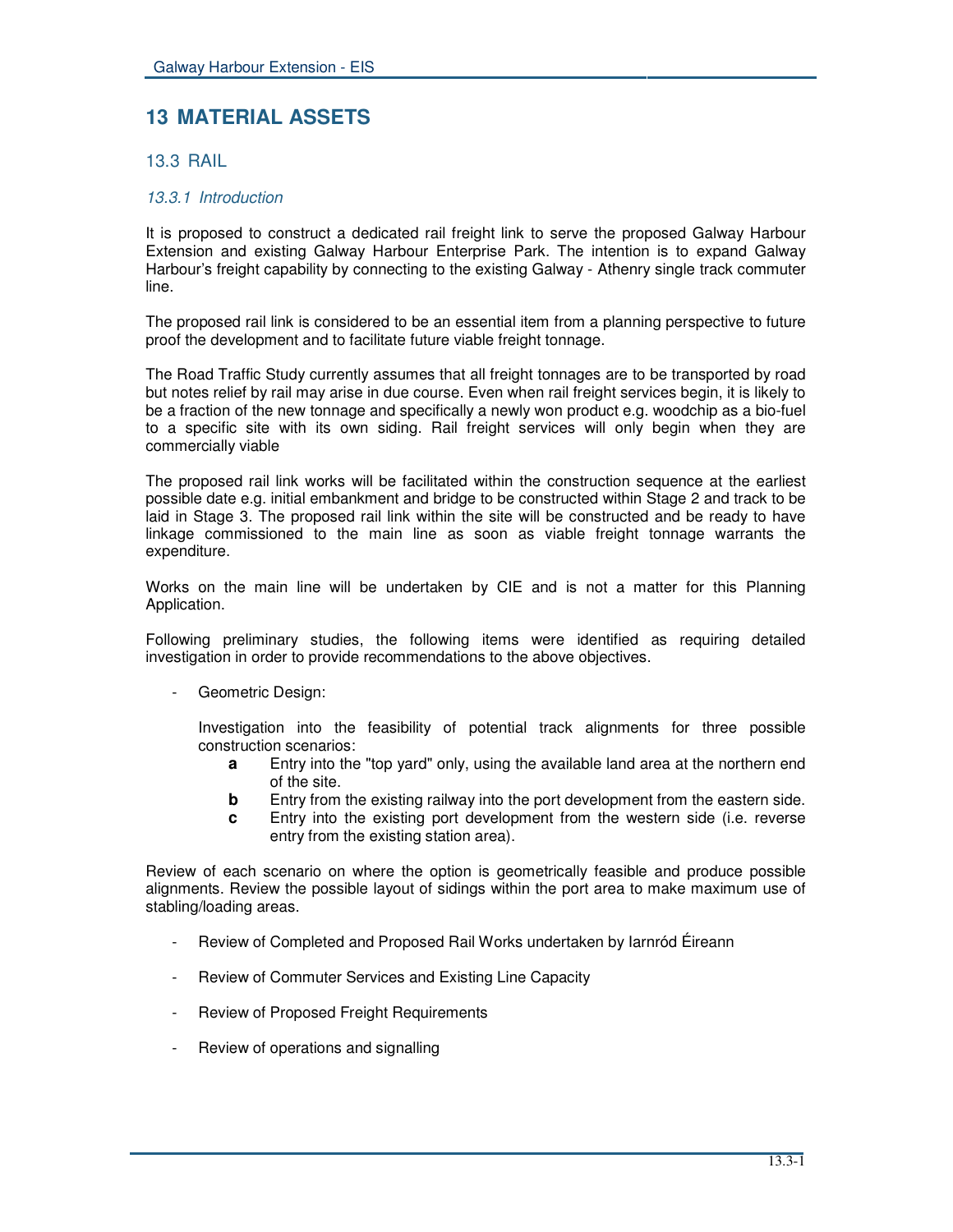# 13 MATERIAL ASSETS

## 13.3 RAIL

### *13.3.1 Introduction*

It is proposed to construct a dedicated rail freight link to serve the proposed Galway Harbour Extension and existing Galway Harbour Enterprise Park. The intention is to expand Galway Harbour's freight capability by connecting to the existing Galway - Athenry single track commuter line.

The proposed rail link is considered to be an essential item from a planning perspective to future proof the development and to facilitate future viable freight tonnage.

The Road Traffic Study currently assumes that all freight tonnages are to be transported by road but notes relief by rail may arise in due course. Even when rail freight services begin, it is likely to be a fraction of the new tonnage and specifically a newly won product e.g. woodchip as a bio-fuel to a specific site with its own siding. Rail freight services will only begin when they are commercially viable

The proposed rail link works will be facilitated within the construction sequence at the earliest possible date e.g. initial embankment and bridge to be constructed within Stage 2 and track to be laid in Stage 3. The proposed rail link within the site will be constructed and be ready to have linkage commissioned to the main line as soon as viable freight tonnage warrants the expenditure.

Works on the main line will be undertaken by CIE and is not a matter for this Planning Application.

Following preliminary studies, the following items were identified as requiring detailed investigation in order to provide recommendations to the above objectives.

- Geometric Design:

  Investigation into the feasibility of potential track alignments for three possible construction scenarios:

  **a** Entry into the "top yard" only, using the available land area at the northern end of the site.
  
  **b** Entry from the existing railway into the port development from the eastern side.
  
  **c** Entry into the existing port development from the western side (i.e. reverse entry from the existing station area).

Review of each scenario on where the option is geometrically feasible and produce possible alignments. Review the possible layout of sidings within the port area to make maximum use of stabling/loading areas.

- Review of Completed and Proposed Rail Works undertaken by Iarnród Éireann
- Review of Commuter Services and Existing Line Capacity
- Review of Proposed Freight Requirements
- Review of operations and signalling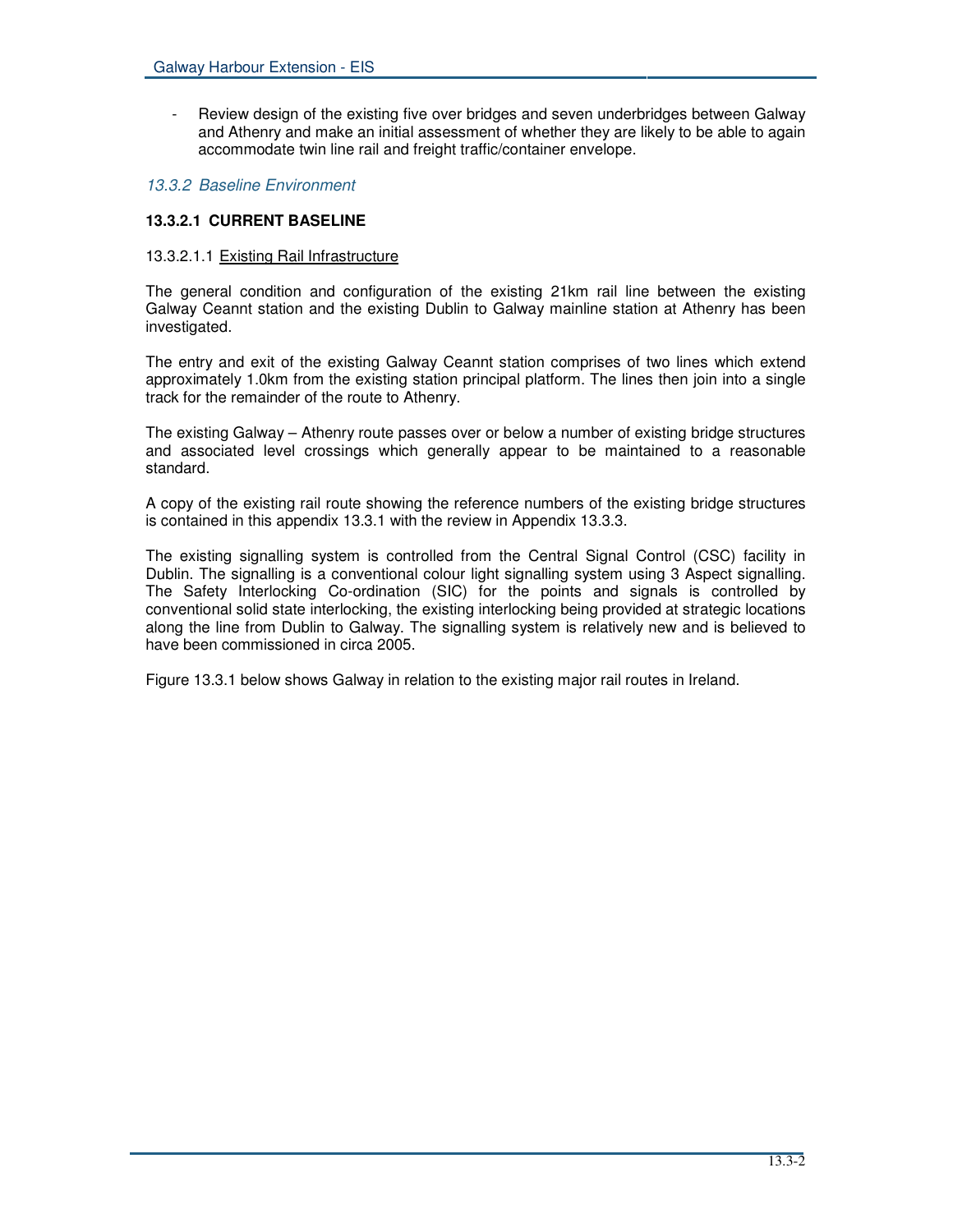- Review design of the existing five over bridges and seven underbridges between Galway and Athenry and make an initial assessment of whether they are likely to be able to again accommodate twin line rail and freight traffic/container envelope.

### *13.3.2 Baseline Environment*

#### **13.3.2.1 CURRENT BASELINE**

13.3.2.1.1 Existing Rail Infrastructure

The general condition and configuration of the existing 21km rail line between the existing Galway Ceannt station and the existing Dublin to Galway mainline station at Athenry has been investigated.

The entry and exit of the existing Galway Ceannt station comprises of two lines which extend approximately 1.0km from the existing station principal platform. The lines then join into a single track for the remainder of the route to Athenry.

The existing Galway – Athenry route passes over or below a number of existing bridge structures and associated level crossings which generally appear to be maintained to a reasonable standard.

A copy of the existing rail route showing the reference numbers of the existing bridge structures is contained in this appendix 13.3.1 with the review in Appendix 13.3.3.

The existing signalling system is controlled from the Central Signal Control (CSC) facility in Dublin. The signalling is a conventional colour light signalling system using 3 Aspect signalling. The Safety Interlocking Co-ordination (SIC) for the points and signals is controlled by conventional solid state interlocking, the existing interlocking being provided at strategic locations along the line from Dublin to Galway. The signalling system is relatively new and is believed to have been commissioned in circa 2005.

Figure 13.3.1 below shows Galway in relation to the existing major rail routes in Ireland.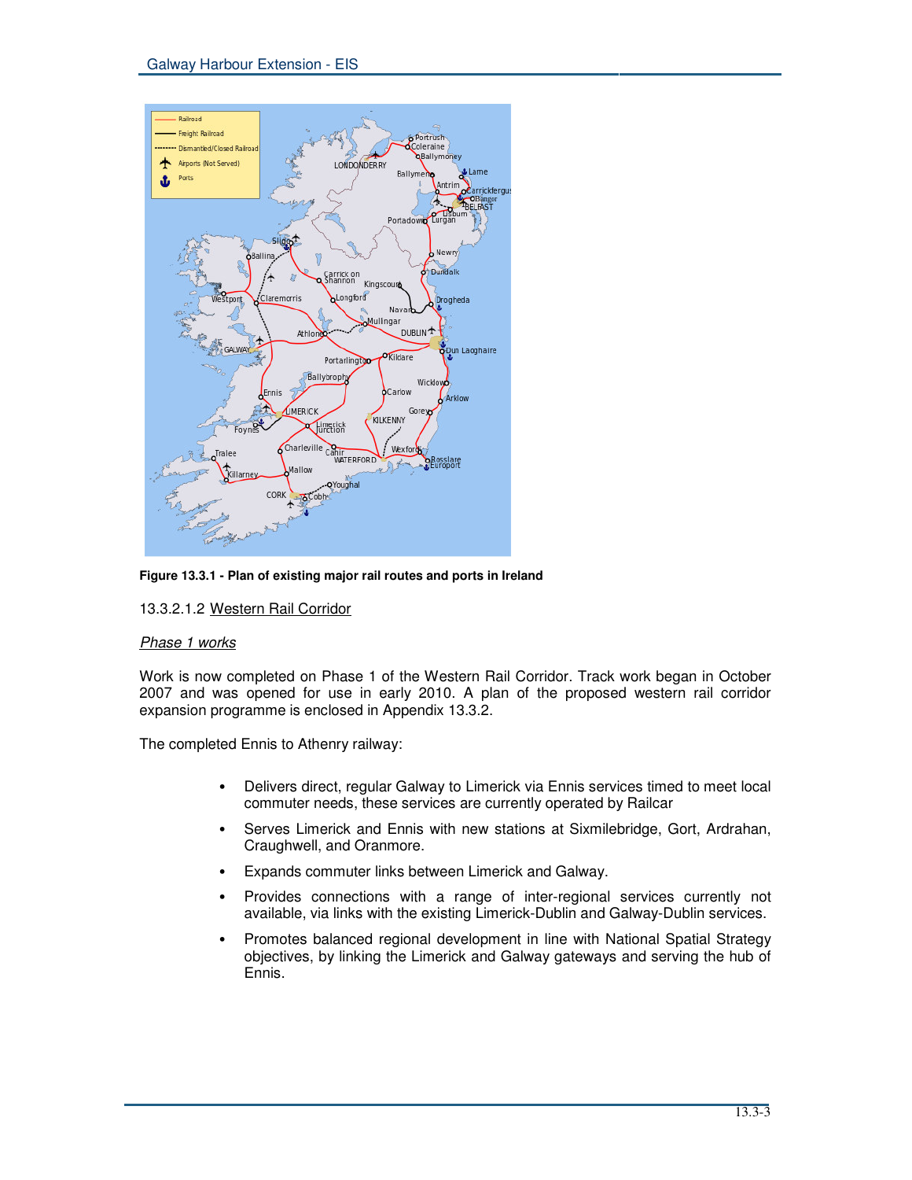**Figure 13.3.1 - Plan of existing major rail routes and ports in Ireland**

13.3.2.1.2 <u>Western Rail Corridor</u>

*<u>Phase 1 works</u>*

Work is now completed on Phase 1 of the Western Rail Corridor. Track work began in October 2007 and was opened for use in early 2010. A plan of the proposed western rail corridor expansion programme is enclosed in Appendix 13.3.2.

The completed Ennis to Athenry railway:

- Delivers direct, regular Galway to Limerick via Ennis services timed to meet local commuter needs, these services are currently operated by Railcar
- Serves Limerick and Ennis with new stations at Sixmilebridge, Gort, Ardrahan, Craughwell, and Oranmore.
- Expands commuter links between Limerick and Galway.
- Provides connections with a range of inter-regional services currently not available, via links with the existing Limerick-Dublin and Galway-Dublin services.
- Promotes balanced regional development in line with National Spatial Strategy objectives, by linking the Limerick and Galway gateways and serving the hub of Ennis.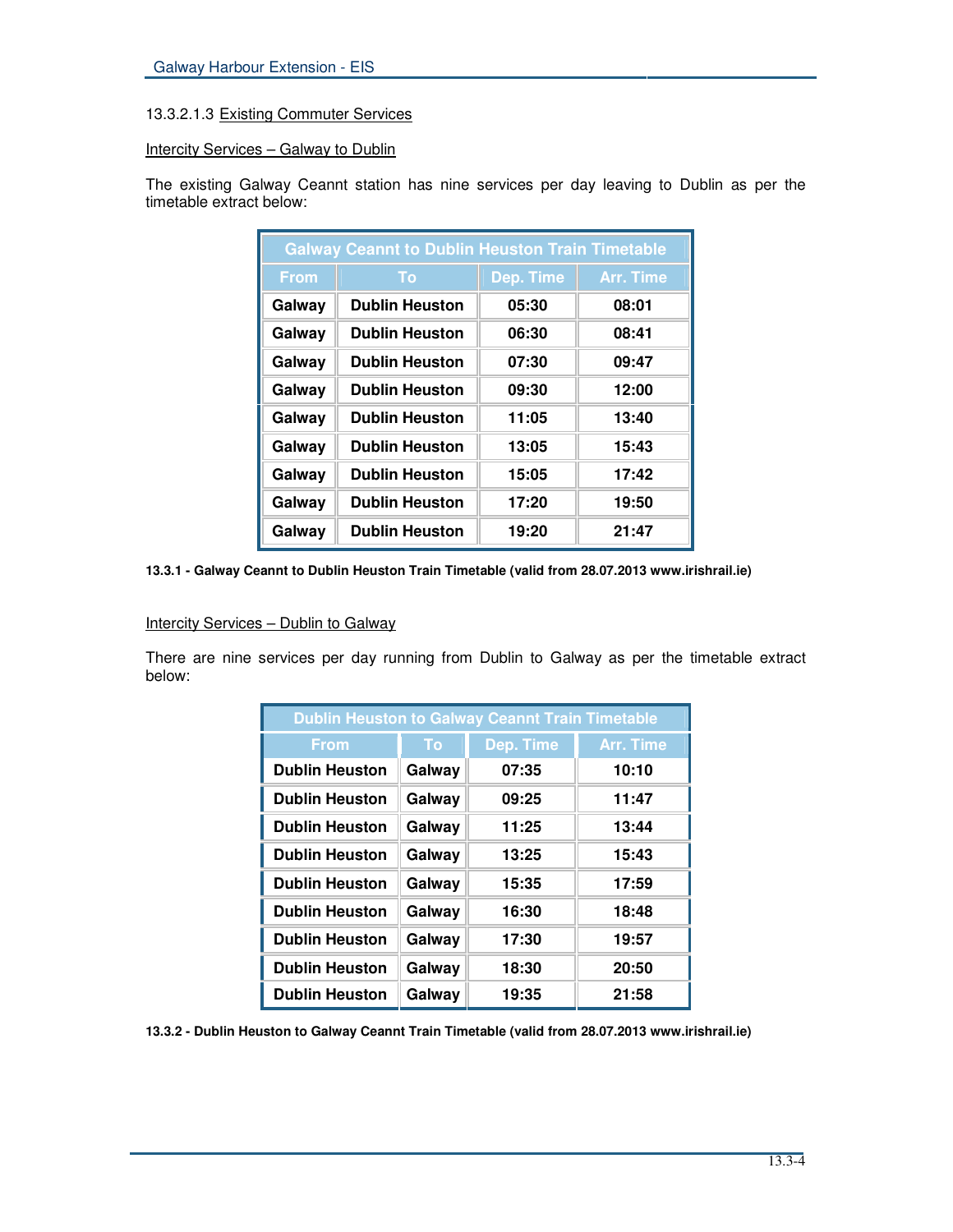13.3.2.1.3 Existing Commuter Services

Intercity Services – Galway to Dublin

The existing Galway Ceannt station has nine services per day leaving to Dublin as per the timetable extract below:

| Galway Ceannt to Dublin Heuston Train Timetable | | | |
|---|---|---|---|
| **From** | **To** | **Dep. Time** | **Arr. Time** |
| Galway | Dublin Heuston | 05:30 | 08:01 |
| Galway | Dublin Heuston | 06:30 | 08:41 |
| Galway | Dublin Heuston | 07:30 | 09:47 |
| Galway | Dublin Heuston | 09:30 | 12:00 |
| Galway | Dublin Heuston | 11:05 | 13:40 |
| Galway | Dublin Heuston | 13:05 | 15:43 |
| Galway | Dublin Heuston | 15:05 | 17:42 |
| Galway | Dublin Heuston | 17:20 | 19:50 |
| Galway | Dublin Heuston | 19:20 | 21:47 |

**13.3.1 - Galway Ceannt to Dublin Heuston Train Timetable (valid from 28.07.2013 www.irishrail.ie)**

Intercity Services – Dublin to Galway

There are nine services per day running from Dublin to Galway as per the timetable extract below:

| Dublin Heuston to Galway Ceannt Train Timetable | | | |
|---|---|---|---|
| **From** | **To** | **Dep. Time** | **Arr. Time** |
| Dublin Heuston | Galway | 07:35 | 10:10 |
| Dublin Heuston | Galway | 09:25 | 11:47 |
| Dublin Heuston | Galway | 11:25 | 13:44 |
| Dublin Heuston | Galway | 13:25 | 15:43 |
| Dublin Heuston | Galway | 15:35 | 17:59 |
| Dublin Heuston | Galway | 16:30 | 18:48 |
| Dublin Heuston | Galway | 17:30 | 19:57 |
| Dublin Heuston | Galway | 18:30 | 20:50 |
| Dublin Heuston | Galway | 19:35 | 21:58 |

**13.3.2 - Dublin Heuston to Galway Ceannt Train Timetable (valid from 28.07.2013 www.irishrail.ie)**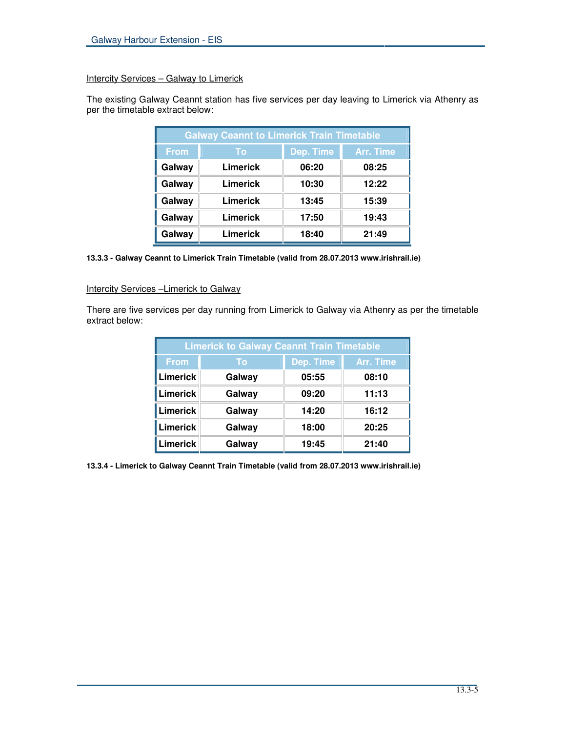Intercity Services – Galway to Limerick

The existing Galway Ceannt station has five services per day leaving to Limerick via Athenry as per the timetable extract below:

| Galway Ceannt to Limerick Train Timetable | | | |
|---|---|---|---|
| **From** | **To** | **Dep. Time** | **Arr. Time** |
| Galway | Limerick | 06:20 | 08:25 |
| Galway | Limerick | 10:30 | 12:22 |
| Galway | Limerick | 13:45 | 15:39 |
| Galway | Limerick | 17:50 | 19:43 |
| Galway | Limerick | 18:40 | 21:49 |

**13.3.3 - Galway Ceannt to Limerick Train Timetable (valid from 28.07.2013 www.irishrail.ie)**

Intercity Services –Limerick to Galway

There are five services per day running from Limerick to Galway via Athenry as per the timetable extract below:

| Limerick to Galway Ceannt Train Timetable | | | |
|---|---|---|---|
| **From** | **To** | **Dep. Time** | **Arr. Time** |
| Limerick | Galway | 05:55 | 08:10 |
| Limerick | Galway | 09:20 | 11:13 |
| Limerick | Galway | 14:20 | 16:12 |
| Limerick | Galway | 18:00 | 20:25 |
| Limerick | Galway | 19:45 | 21:40 |

**13.3.4 - Limerick to Galway Ceannt Train Timetable (valid from 28.07.2013 www.irishrail.ie)**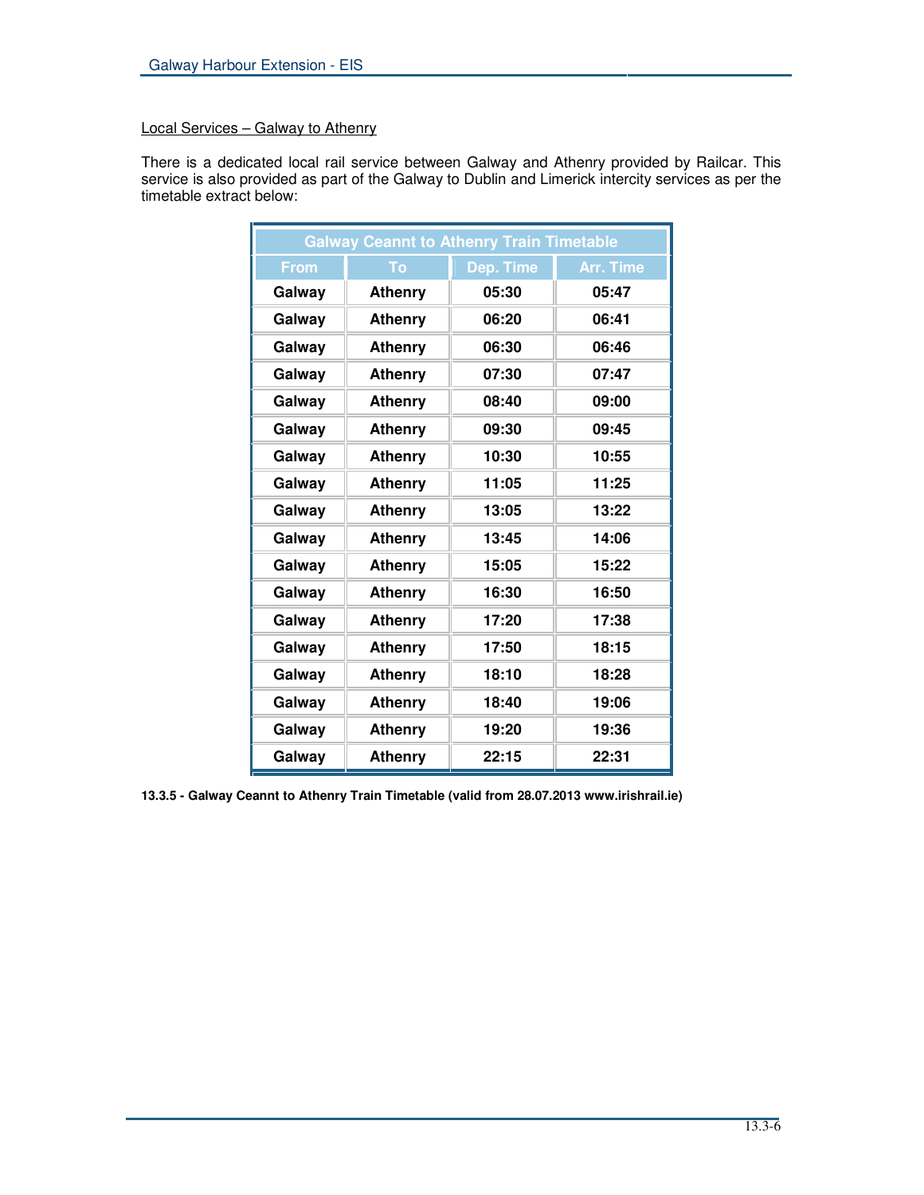Local Services – Galway to Athenry

There is a dedicated local rail service between Galway and Athenry provided by Railcar. This service is also provided as part of the Galway to Dublin and Limerick intercity services as per the timetable extract below:

| Galway Ceannt to Athenry Train Timetable | | | |
|---|---|---|---|
| **From** | **To** | **Dep. Time** | **Arr. Time** |
| Galway | Athenry | 05:30 | 05:47 |
| Galway | Athenry | 06:20 | 06:41 |
| Galway | Athenry | 06:30 | 06:46 |
| Galway | Athenry | 07:30 | 07:47 |
| Galway | Athenry | 08:40 | 09:00 |
| Galway | Athenry | 09:30 | 09:45 |
| Galway | Athenry | 10:30 | 10:55 |
| Galway | Athenry | 11:05 | 11:25 |
| Galway | Athenry | 13:05 | 13:22 |
| Galway | Athenry | 13:45 | 14:06 |
| Galway | Athenry | 15:05 | 15:22 |
| Galway | Athenry | 16:30 | 16:50 |
| Galway | Athenry | 17:20 | 17:38 |
| Galway | Athenry | 17:50 | 18:15 |
| Galway | Athenry | 18:10 | 18:28 |
| Galway | Athenry | 18:40 | 19:06 |
| Galway | Athenry | 19:20 | 19:36 |
| Galway | Athenry | 22:15 | 22:31 |

**13.3.5 - Galway Ceannt to Athenry Train Timetable (valid from 28.07.2013 www.irishrail.ie)**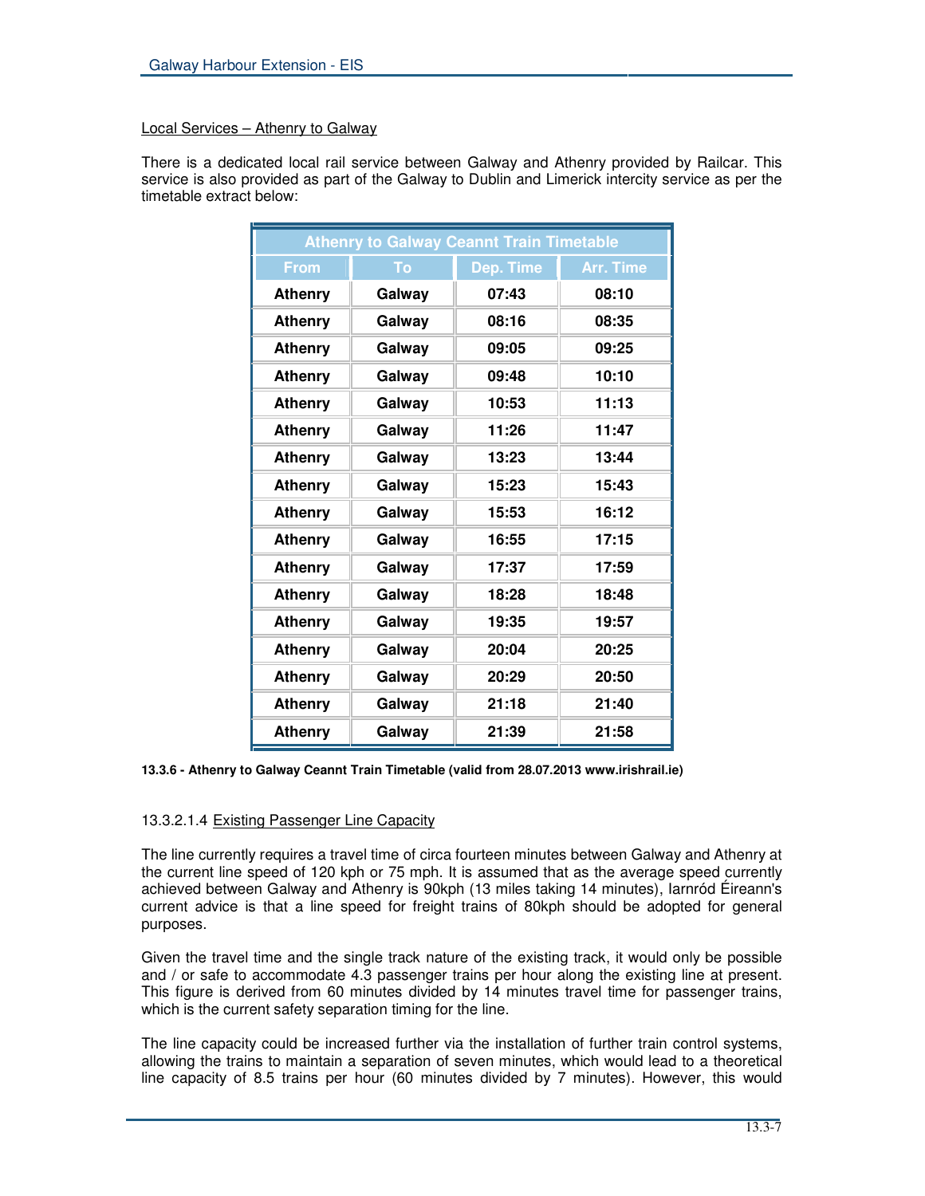Local Services – Athenry to Galway

There is a dedicated local rail service between Galway and Athenry provided by Railcar. This service is also provided as part of the Galway to Dublin and Limerick intercity service as per the timetable extract below:

| Athenry to Galway Ceannt Train Timetable | | | |
|---|---|---|---|
| **From** | **To** | **Dep. Time** | **Arr. Time** |
| Athenry | Galway | 07:43 | 08:10 |
| Athenry | Galway | 08:16 | 08:35 |
| Athenry | Galway | 09:05 | 09:25 |
| Athenry | Galway | 09:48 | 10:10 |
| Athenry | Galway | 10:53 | 11:13 |
| Athenry | Galway | 11:26 | 11:47 |
| Athenry | Galway | 13:23 | 13:44 |
| Athenry | Galway | 15:23 | 15:43 |
| Athenry | Galway | 15:53 | 16:12 |
| Athenry | Galway | 16:55 | 17:15 |
| Athenry | Galway | 17:37 | 17:59 |
| Athenry | Galway | 18:28 | 18:48 |
| Athenry | Galway | 19:35 | 19:57 |
| Athenry | Galway | 20:04 | 20:25 |
| Athenry | Galway | 20:29 | 20:50 |
| Athenry | Galway | 21:18 | 21:40 |
| Athenry | Galway | 21:39 | 21:58 |

**13.3.6 - Athenry to Galway Ceannt Train Timetable (valid from 28.07.2013 www.irishrail.ie)**

#### 13.3.2.1.4 Existing Passenger Line Capacity

The line currently requires a travel time of circa fourteen minutes between Galway and Athenry at the current line speed of 120 kph or 75 mph. It is assumed that as the average speed currently achieved between Galway and Athenry is 90kph (13 miles taking 14 minutes), Iarnród Éireann's current advice is that a line speed for freight trains of 80kph should be adopted for general purposes.

Given the travel time and the single track nature of the existing track, it would only be possible and / or safe to accommodate 4.3 passenger trains per hour along the existing line at present. This figure is derived from 60 minutes divided by 14 minutes travel time for passenger trains, which is the current safety separation timing for the line.

The line capacity could be increased further via the installation of further train control systems, allowing the trains to maintain a separation of seven minutes, which would lead to a theoretical line capacity of 8.5 trains per hour (60 minutes divided by 7 minutes). However, this would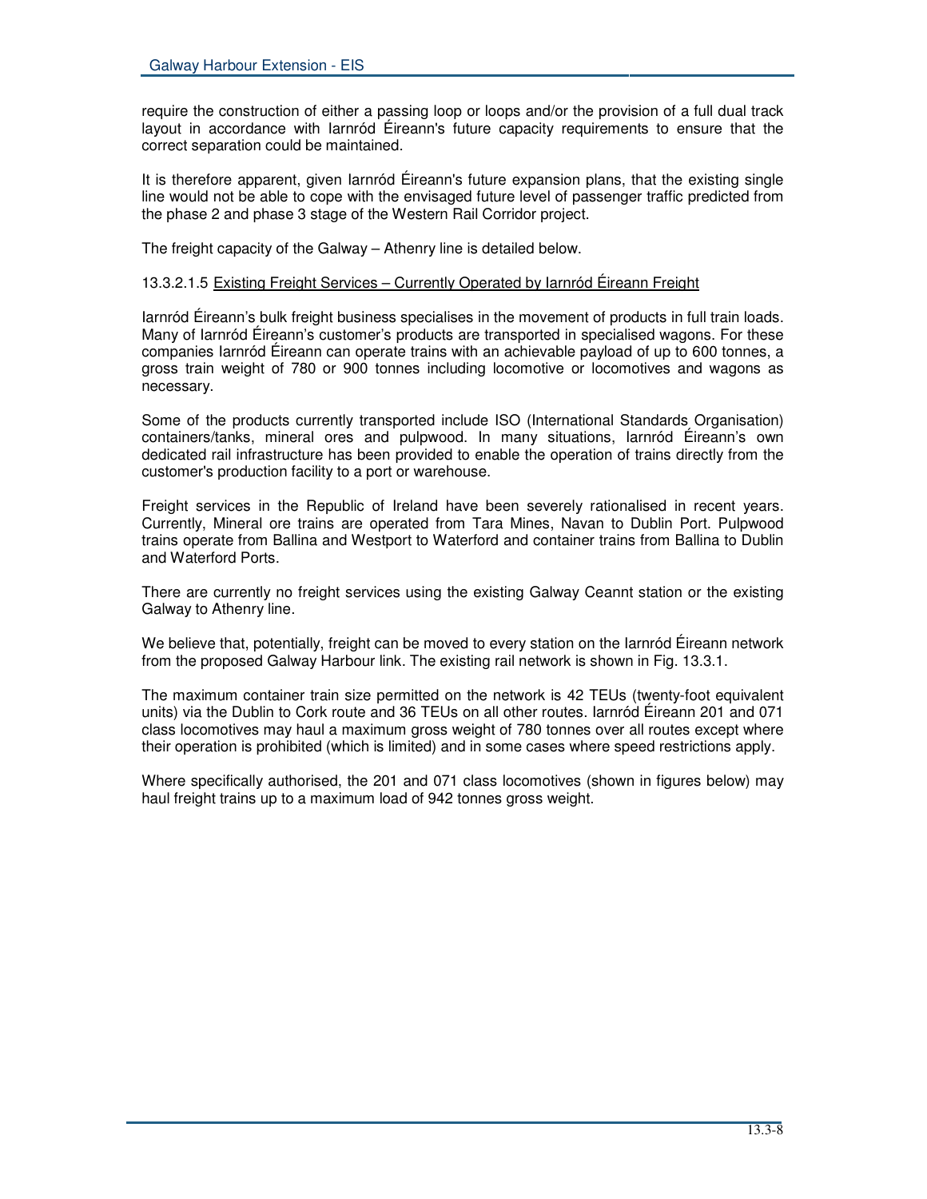require the construction of either a passing loop or loops and/or the provision of a full dual track layout in accordance with Iarnród Éireann's future capacity requirements to ensure that the correct separation could be maintained.

It is therefore apparent, given Iarnród Éireann's future expansion plans, that the existing single line would not be able to cope with the envisaged future level of passenger traffic predicted from the phase 2 and phase 3 stage of the Western Rail Corridor project.

The freight capacity of the Galway – Athenry line is detailed below.

#### 13.3.2.1.5 Existing Freight Services – Currently Operated by Iarnród Éireann Freight

Iarnród Éireann's bulk freight business specialises in the movement of products in full train loads. Many of Iarnród Éireann's customer's products are transported in specialised wagons. For these companies Iarnród Éireann can operate trains with an achievable payload of up to 600 tonnes, a gross train weight of 780 or 900 tonnes including locomotive or locomotives and wagons as necessary.

Some of the products currently transported include ISO (International Standards Organisation) containers/tanks, mineral ores and pulpwood. In many situations, Iarnród Éireann's own dedicated rail infrastructure has been provided to enable the operation of trains directly from the customer's production facility to a port or warehouse.

Freight services in the Republic of Ireland have been severely rationalised in recent years. Currently, Mineral ore trains are operated from Tara Mines, Navan to Dublin Port. Pulpwood trains operate from Ballina and Westport to Waterford and container trains from Ballina to Dublin and Waterford Ports.

There are currently no freight services using the existing Galway Ceannt station or the existing Galway to Athenry line.

We believe that, potentially, freight can be moved to every station on the Iarnród Éireann network from the proposed Galway Harbour link. The existing rail network is shown in Fig. 13.3.1.

The maximum container train size permitted on the network is 42 TEUs (twenty-foot equivalent units) via the Dublin to Cork route and 36 TEUs on all other routes. Iarnród Éireann 201 and 071 class locomotives may haul a maximum gross weight of 780 tonnes over all routes except where their operation is prohibited (which is limited) and in some cases where speed restrictions apply.

Where specifically authorised, the 201 and 071 class locomotives (shown in figures below) may haul freight trains up to a maximum load of 942 tonnes gross weight.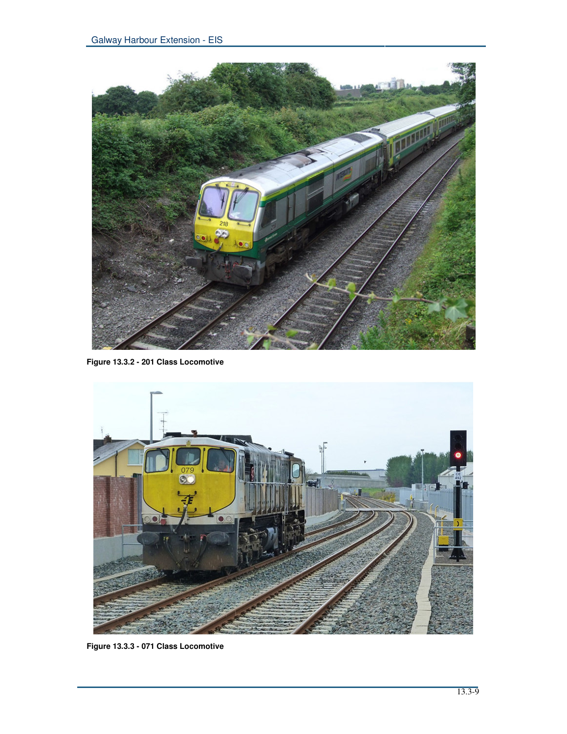Figure 13.3.2 - 201 Class Locomotive

Figure 13.3.3 - 071 Class Locomotive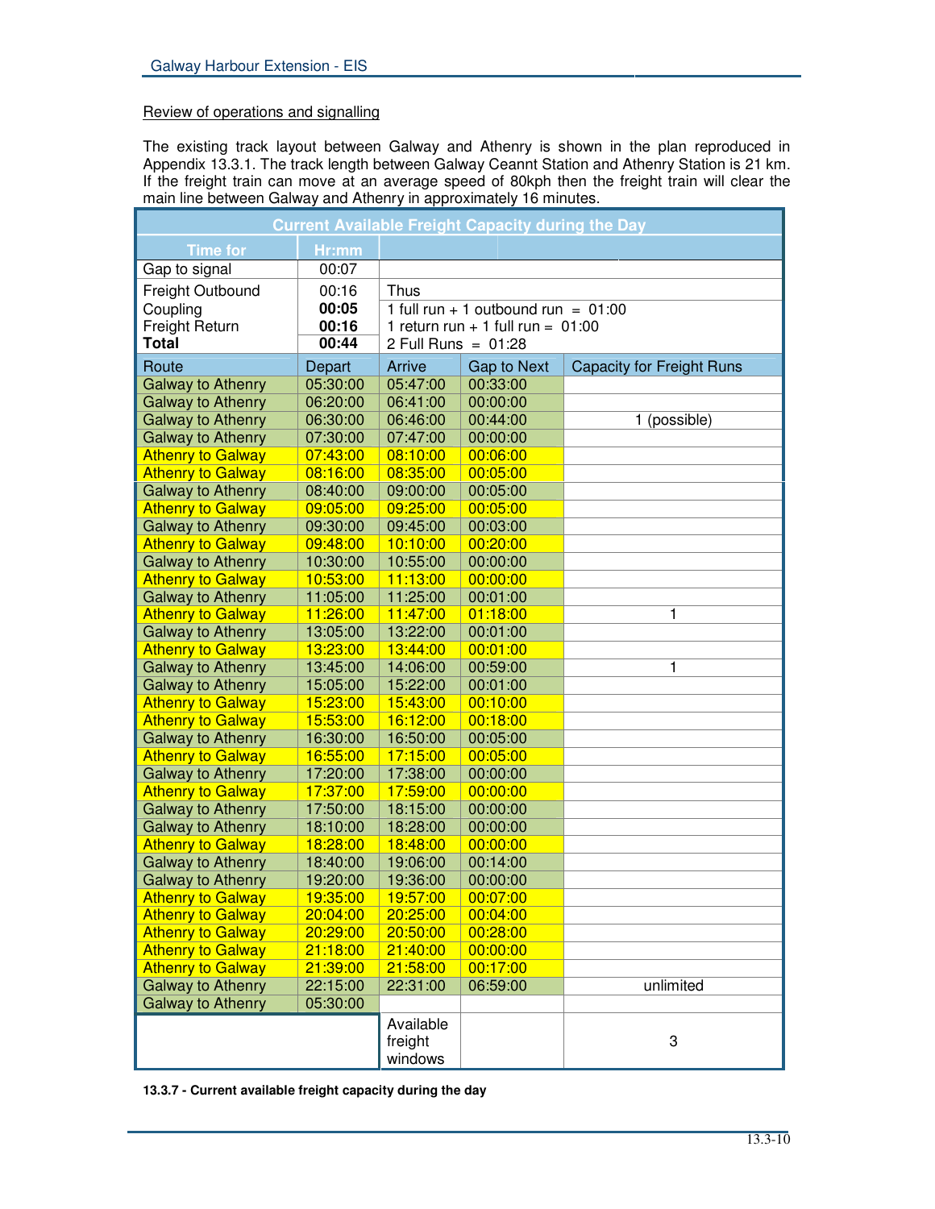Review of operations and signalling

The existing track layout between Galway and Athenry is shown in the plan reproduced in Appendix 13.3.1. The track length between Galway Ceannt Station and Athenry Station is 21 km. If the freight train can move at an average speed of 80kph then the freight train will clear the main line between Galway and Athenry in approximately 16 minutes.

| Current Available Freight Capacity during the Day | | | | |
|---|---|---|---|---|
| **Time for** | **Hr:mm** | | | |
| Gap to signal | 00:07 | | | |
| Freight Outbound<br>Coupling<br>Freight Return<br>**Total** | 00:16<br>**00:05**<br>**00:16**<br>**00:44** | Thus<br>1 full run + 1 outbound run = 01:00<br>1 return run + 1 full run = 01:00<br>2 Full Runs = 01:28 | | |
| Route | Depart | Arrive | Gap to Next | Capacity for Freight Runs |
| Galway to Athenry | 05:30:00 | 05:47:00 | 00:33:00 | |
| Galway to Athenry | 06:20:00 | 06:41:00 | 00:00:00 | |
| Galway to Athenry | 06:30:00 | 06:46:00 | 00:44:00 | 1 (possible) |
| Galway to Athenry | 07:30:00 | 07:47:00 | 00:00:00 | |
| Athenry to Galway | 07:43:00 | 08:10:00 | 00:06:00 | |
| Athenry to Galway | 08:16:00 | 08:35:00 | 00:05:00 | |
| Galway to Athenry | 08:40:00 | 09:00:00 | 00:05:00 | |
| Athenry to Galway | 09:05:00 | 09:25:00 | 00:05:00 | |
| Galway to Athenry | 09:30:00 | 09:45:00 | 00:03:00 | |
| Athenry to Galway | 09:48:00 | 10:10:00 | 00:20:00 | |
| Galway to Athenry | 10:30:00 | 10:55:00 | 00:00:00 | |
| Athenry to Galway | 10:53:00 | 11:13:00 | 00:00:00 | |
| Galway to Athenry | 11:05:00 | 11:25:00 | 00:01:00 | |
| Athenry to Galway | 11:26:00 | 11:47:00 | 01:18:00 | 1 |
| Galway to Athenry | 13:05:00 | 13:22:00 | 00:01:00 | |
| Athenry to Galway | 13:23:00 | 13:44:00 | 00:01:00 | |
| Galway to Athenry | 13:45:00 | 14:06:00 | 00:59:00 | 1 |
| Galway to Athenry | 15:05:00 | 15:22:00 | 00:01:00 | |
| Athenry to Galway | 15:23:00 | 15:43:00 | 00:10:00 | |
| Athenry to Galway | 15:53:00 | 16:12:00 | 00:18:00 | |
| Galway to Athenry | 16:30:00 | 16:50:00 | 00:05:00 | |
| Athenry to Galway | 16:55:00 | 17:15:00 | 00:05:00 | |
| Galway to Athenry | 17:20:00 | 17:38:00 | 00:00:00 | |
| Athenry to Galway | 17:37:00 | 17:59:00 | 00:00:00 | |
| Galway to Athenry | 17:50:00 | 18:15:00 | 00:00:00 | |
| Galway to Athenry | 18:10:00 | 18:28:00 | 00:00:00 | |
| Athenry to Galway | 18:28:00 | 18:48:00 | 00:00:00 | |
| Galway to Athenry | 18:40:00 | 19:06:00 | 00:14:00 | |
| Galway to Athenry | 19:20:00 | 19:36:00 | 00:00:00 | |
| Athenry to Galway | 19:35:00 | 19:57:00 | 00:07:00 | |
| Athenry to Galway | 20:04:00 | 20:25:00 | 00:04:00 | |
| Athenry to Galway | 20:29:00 | 20:50:00 | 00:28:00 | |
| Athenry to Galway | 21:18:00 | 21:40:00 | 00:00:00 | |
| Athenry to Galway | 21:39:00 | 21:58:00 | 00:17:00 | |
| Galway to Athenry | 22:15:00 | 22:31:00 | 06:59:00 | unlimited |
| Galway to Athenry | 05:30:00 | | | |
| | | Available freight windows | | 3 |

**13.3.7 - Current available freight capacity during the day**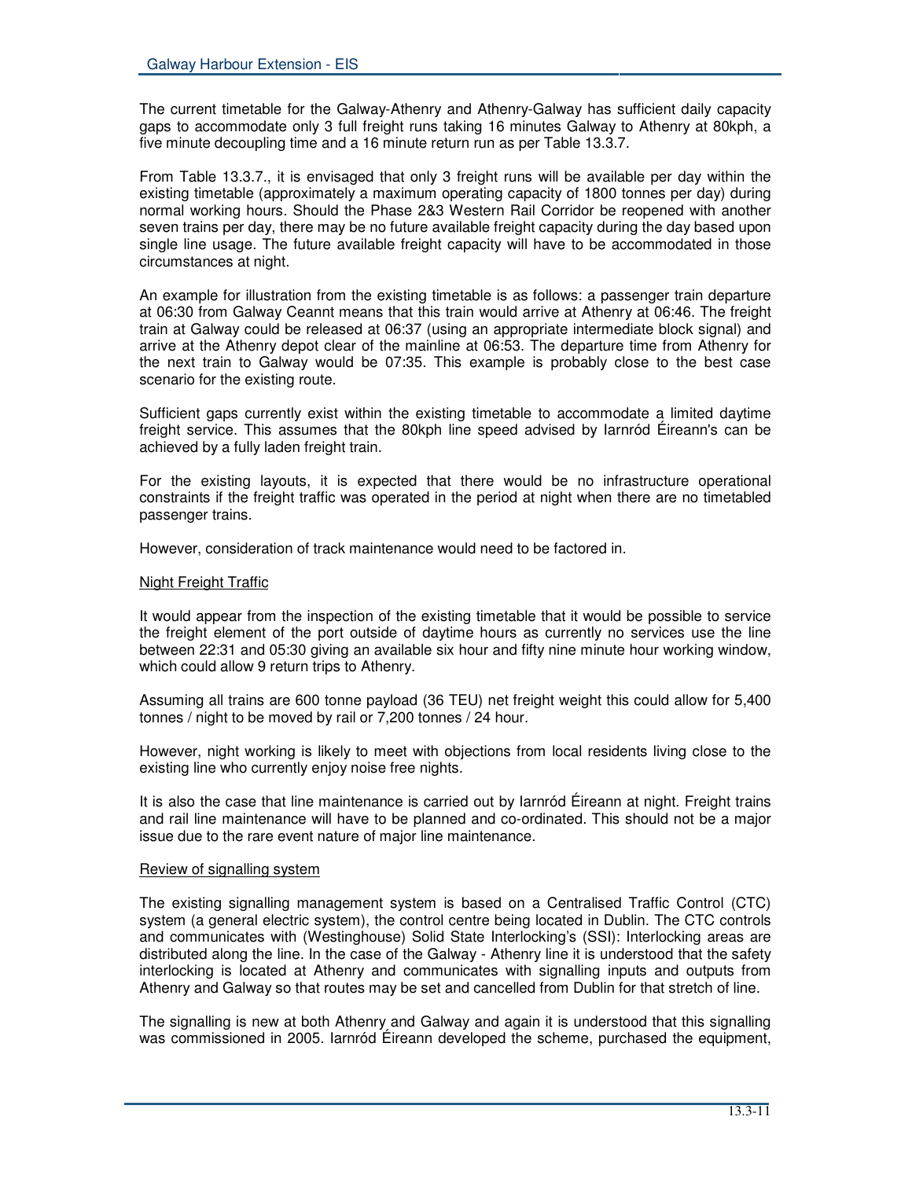The current timetable for the Galway-Athenry and Athenry-Galway has sufficient daily capacity gaps to accommodate only 3 full freight runs taking 16 minutes Galway to Athenry at 80kph, a five minute decoupling time and a 16 minute return run as per Table 13.3.7.

From Table 13.3.7., it is envisaged that only 3 freight runs will be available per day within the existing timetable (approximately a maximum operating capacity of 1800 tonnes per day) during normal working hours. Should the Phase 2&3 Western Rail Corridor be reopened with another seven trains per day, there may be no future available freight capacity during the day based upon single line usage. The future available freight capacity will have to be accommodated in those circumstances at night.

An example for illustration from the existing timetable is as follows: a passenger train departure at 06:30 from Galway Ceannt means that this train would arrive at Athenry at 06:46. The freight train at Galway could be released at 06:37 (using an appropriate intermediate block signal) and arrive at the Athenry depot clear of the mainline at 06:53. The departure time from Athenry for the next train to Galway would be 07:35. This example is probably close to the best case scenario for the existing route.

Sufficient gaps currently exist within the existing timetable to accommodate a limited daytime freight service. This assumes that the 80kph line speed advised by Iarnród Éireann's can be achieved by a fully laden freight train.

For the existing layouts, it is expected that there would be no infrastructure operational constraints if the freight traffic was operated in the period at night when there are no timetabled passenger trains.

However, consideration of track maintenance would need to be factored in.

<u>Night Freight Traffic</u>

It would appear from the inspection of the existing timetable that it would be possible to service the freight element of the port outside of daytime hours as currently no services use the line between 22:31 and 05:30 giving an available six hour and fifty nine minute hour working window, which could allow 9 return trips to Athenry.

Assuming all trains are 600 tonne payload (36 TEU) net freight weight this could allow for 5,400 tonnes / night to be moved by rail or 7,200 tonnes / 24 hour.

However, night working is likely to meet with objections from local residents living close to the existing line who currently enjoy noise free nights.

It is also the case that line maintenance is carried out by Iarnród Éireann at night. Freight trains and rail line maintenance will have to be planned and co-ordinated. This should not be a major issue due to the rare event nature of major line maintenance.

<u>Review of signalling system</u>

The existing signalling management system is based on a Centralised Traffic Control (CTC) system (a general electric system), the control centre being located in Dublin. The CTC controls and communicates with (Westinghouse) Solid State Interlocking's (SSI): Interlocking areas are distributed along the line. In the case of the Galway - Athenry line it is understood that the safety interlocking is located at Athenry and communicates with signalling inputs and outputs from Athenry and Galway so that routes may be set and cancelled from Dublin for that stretch of line.

The signalling is new at both Athenry and Galway and again it is understood that this signalling was commissioned in 2005. Iarnród Éireann developed the scheme, purchased the equipment,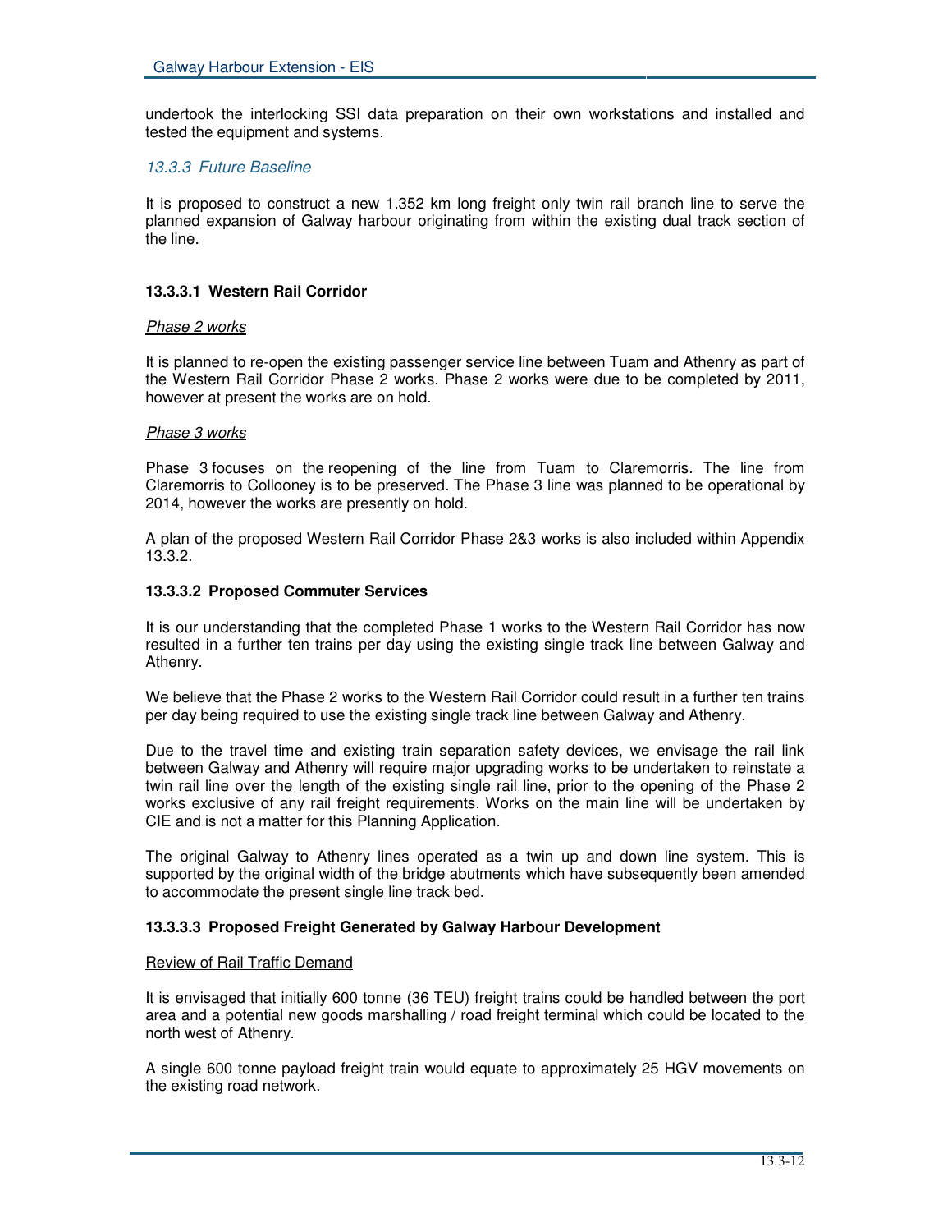undertook the interlocking SSI data preparation on their own workstations and installed and tested the equipment and systems.

### *13.3.3 Future Baseline*

It is proposed to construct a new 1.352 km long freight only twin rail branch line to serve the planned expansion of Galway harbour originating from within the existing dual track section of the line.

#### 13.3.3.1 Western Rail Corridor

<u>*Phase 2 works*</u>

It is planned to re-open the existing passenger service line between Tuam and Athenry as part of the Western Rail Corridor Phase 2 works. Phase 2 works were due to be completed by 2011, however at present the works are on hold.

<u>*Phase 3 works*</u>

Phase 3 focuses on the reopening of the line from Tuam to Claremorris. The line from Claremorris to Collooney is to be preserved. The Phase 3 line was planned to be operational by 2014, however the works are presently on hold.

A plan of the proposed Western Rail Corridor Phase 2&3 works is also included within Appendix 13.3.2.

#### 13.3.3.2 Proposed Commuter Services

It is our understanding that the completed Phase 1 works to the Western Rail Corridor has now resulted in a further ten trains per day using the existing single track line between Galway and Athenry.

We believe that the Phase 2 works to the Western Rail Corridor could result in a further ten trains per day being required to use the existing single track line between Galway and Athenry.

Due to the travel time and existing train separation safety devices, we envisage the rail link between Galway and Athenry will require major upgrading works to be undertaken to reinstate a twin rail line over the length of the existing single rail line, prior to the opening of the Phase 2 works exclusive of any rail freight requirements. Works on the main line will be undertaken by CIE and is not a matter for this Planning Application.

The original Galway to Athenry lines operated as a twin up and down line system. This is supported by the original width of the bridge abutments which have subsequently been amended to accommodate the present single line track bed.

#### 13.3.3.3 Proposed Freight Generated by Galway Harbour Development

<u>Review of Rail Traffic Demand</u>

It is envisaged that initially 600 tonne (36 TEU) freight trains could be handled between the port area and a potential new goods marshalling / road freight terminal which could be located to the north west of Athenry.

A single 600 tonne payload freight train would equate to approximately 25 HGV movements on the existing road network.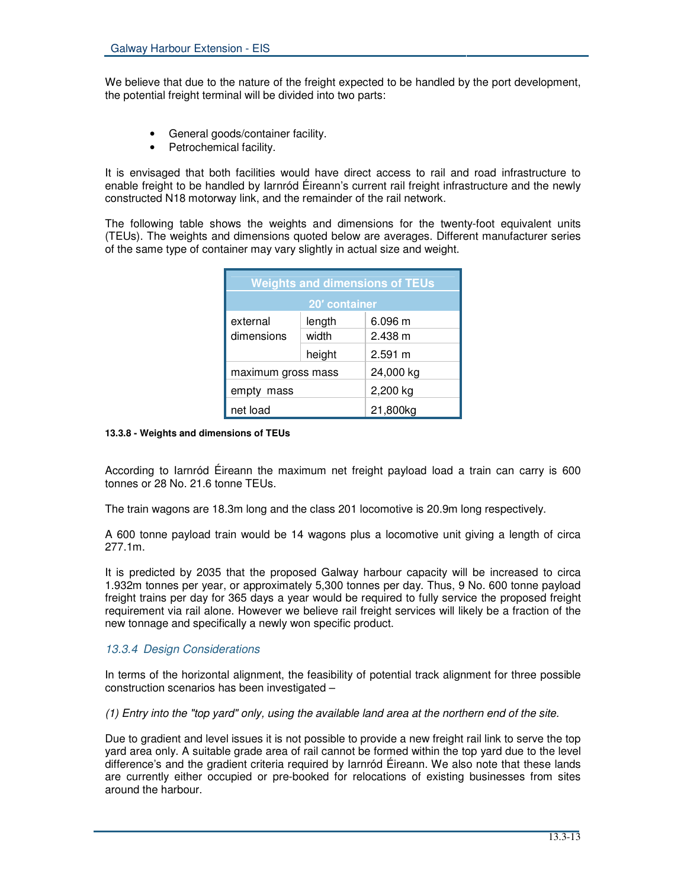We believe that due to the nature of the freight expected to be handled by the port development, the potential freight terminal will be divided into two parts:

- General goods/container facility.
- Petrochemical facility.

It is envisaged that both facilities would have direct access to rail and road infrastructure to enable freight to be handled by Iarnród Éireann's current rail freight infrastructure and the newly constructed N18 motorway link, and the remainder of the rail network.

The following table shows the weights and dimensions for the twenty-foot equivalent units (TEUs). The weights and dimensions quoted below are averages. Different manufacturer series of the same type of container may vary slightly in actual size and weight.

| Weights and dimensions of TEUs | | |
|---|---|---|
| 20′ container | | |
| external dimensions | length | 6.096 m |
| | width | 2.438 m |
| | height | 2.591 m |
| maximum gross mass | | 24,000 kg |
| empty mass | | 2,200 kg |
| net load | | 21,800kg |

**13.3.8 - Weights and dimensions of TEUs**

According to Iarnród Éireann the maximum net freight payload load a train can carry is 600 tonnes or 28 No. 21.6 tonne TEUs.

The train wagons are 18.3m long and the class 201 locomotive is 20.9m long respectively.

A 600 tonne payload train would be 14 wagons plus a locomotive unit giving a length of circa 277.1m.

It is predicted by 2035 that the proposed Galway harbour capacity will be increased to circa 1.932m tonnes per year, or approximately 5,300 tonnes per day. Thus, 9 No. 600 tonne payload freight trains per day for 365 days a year would be required to fully service the proposed freight requirement via rail alone. However we believe rail freight services will likely be a fraction of the new tonnage and specifically a newly won specific product.

### *13.3.4 Design Considerations*

In terms of the horizontal alignment, the feasibility of potential track alignment for three possible construction scenarios has been investigated –

*(1) Entry into the "top yard" only, using the available land area at the northern end of the site.*

Due to gradient and level issues it is not possible to provide a new freight rail link to serve the top yard area only. A suitable grade area of rail cannot be formed within the top yard due to the level difference's and the gradient criteria required by Iarnród Éireann. We also note that these lands are currently either occupied or pre-booked for relocations of existing businesses from sites around the harbour.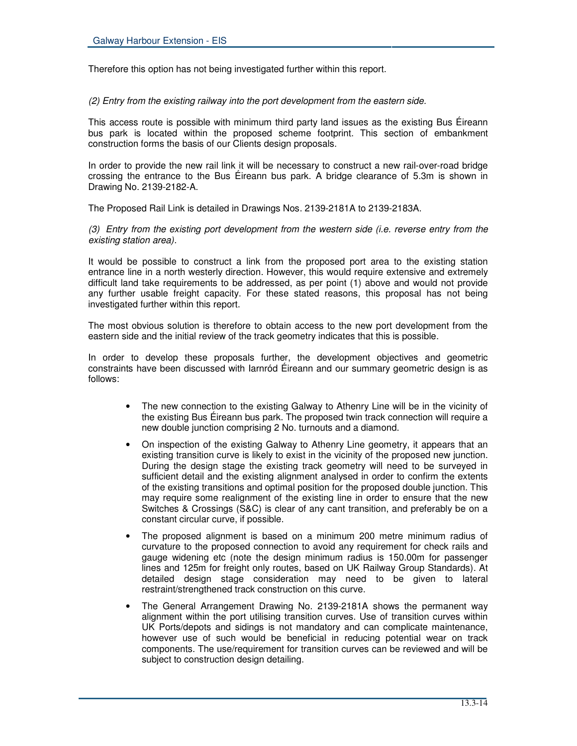Therefore this option has not being investigated further within this report.

*(2) Entry from the existing railway into the port development from the eastern side.*

This access route is possible with minimum third party land issues as the existing Bus Éireann bus park is located within the proposed scheme footprint. This section of embankment construction forms the basis of our Clients design proposals.

In order to provide the new rail link it will be necessary to construct a new rail-over-road bridge crossing the entrance to the Bus Éireann bus park. A bridge clearance of 5.3m is shown in Drawing No. 2139-2182-A.

The Proposed Rail Link is detailed in Drawings Nos. 2139-2181A to 2139-2183A.

*(3) Entry from the existing port development from the western side (i.e. reverse entry from the existing station area).*

It would be possible to construct a link from the proposed port area to the existing station entrance line in a north westerly direction. However, this would require extensive and extremely difficult land take requirements to be addressed, as per point (1) above and would not provide any further usable freight capacity. For these stated reasons, this proposal has not being investigated further within this report.

The most obvious solution is therefore to obtain access to the new port development from the eastern side and the initial review of the track geometry indicates that this is possible.

In order to develop these proposals further, the development objectives and geometric constraints have been discussed with Iarnród Éireann and our summary geometric design is as follows:

- The new connection to the existing Galway to Athenry Line will be in the vicinity of the existing Bus Éireann bus park. The proposed twin track connection will require a new double junction comprising 2 No. turnouts and a diamond.
- On inspection of the existing Galway to Athenry Line geometry, it appears that an existing transition curve is likely to exist in the vicinity of the proposed new junction. During the design stage the existing track geometry will need to be surveyed in sufficient detail and the existing alignment analysed in order to confirm the extents of the existing transitions and optimal position for the proposed double junction. This may require some realignment of the existing line in order to ensure that the new Switches & Crossings (S&C) is clear of any cant transition, and preferably be on a constant circular curve, if possible.
- The proposed alignment is based on a minimum 200 metre minimum radius of curvature to the proposed connection to avoid any requirement for check rails and gauge widening etc (note the design minimum radius is 150.00m for passenger lines and 125m for freight only routes, based on UK Railway Group Standards). At detailed design stage consideration may need to be given to lateral restraint/strengthened track construction on this curve.
- The General Arrangement Drawing No. 2139-2181A shows the permanent way alignment within the port utilising transition curves. Use of transition curves within UK Ports/depots and sidings is not mandatory and can complicate maintenance, however use of such would be beneficial in reducing potential wear on track components. The use/requirement for transition curves can be reviewed and will be subject to construction design detailing.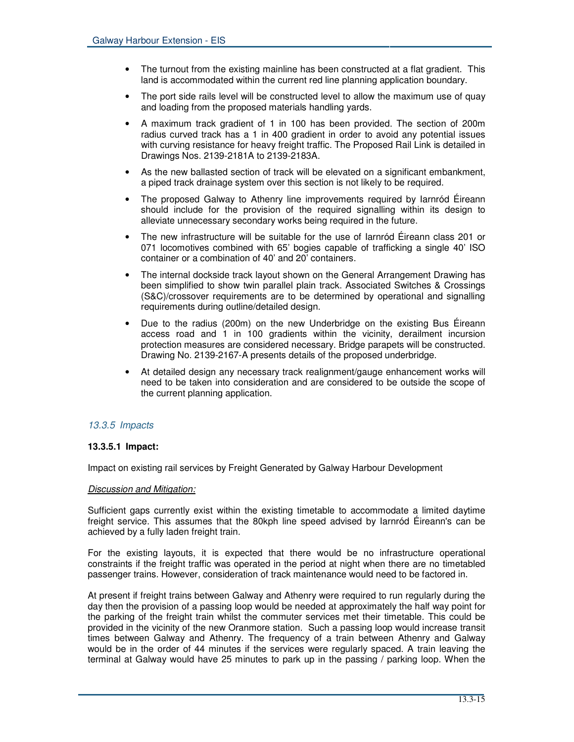- The turnout from the existing mainline has been constructed at a flat gradient. This land is accommodated within the current red line planning application boundary.
- The port side rails level will be constructed level to allow the maximum use of quay and loading from the proposed materials handling yards.
- A maximum track gradient of 1 in 100 has been provided. The section of 200m radius curved track has a 1 in 400 gradient in order to avoid any potential issues with curving resistance for heavy freight traffic. The Proposed Rail Link is detailed in Drawings Nos. 2139-2181A to 2139-2183A.
- As the new ballasted section of track will be elevated on a significant embankment, a piped track drainage system over this section is not likely to be required.
- The proposed Galway to Athenry line improvements required by Iarnród Éireann should include for the provision of the required signalling within its design to alleviate unnecessary secondary works being required in the future.
- The new infrastructure will be suitable for the use of Iarnród Éireann class 201 or 071 locomotives combined with 65' bogies capable of trafficking a single 40' ISO container or a combination of 40' and 20' containers.
- The internal dockside track layout shown on the General Arrangement Drawing has been simplified to show twin parallel plain track. Associated Switches & Crossings (S&C)/crossover requirements are to be determined by operational and signalling requirements during outline/detailed design.
- Due to the radius (200m) on the new Underbridge on the existing Bus Éireann access road and 1 in 100 gradients within the vicinity, derailment incursion protection measures are considered necessary. Bridge parapets will be constructed. Drawing No. 2139-2167-A presents details of the proposed underbridge.
- At detailed design any necessary track realignment/gauge enhancement works will need to be taken into consideration and are considered to be outside the scope of the current planning application.

### *13.3.5 Impacts*

#### **13.3.5.1 Impact:**

Impact on existing rail services by Freight Generated by Galway Harbour Development

*Discussion and Mitigation:*

Sufficient gaps currently exist within the existing timetable to accommodate a limited daytime freight service. This assumes that the 80kph line speed advised by Iarnród Éireann's can be achieved by a fully laden freight train.

For the existing layouts, it is expected that there would be no infrastructure operational constraints if the freight traffic was operated in the period at night when there are no timetabled passenger trains. However, consideration of track maintenance would need to be factored in.

At present if freight trains between Galway and Athenry were required to run regularly during the day then the provision of a passing loop would be needed at approximately the half way point for the parking of the freight train whilst the commuter services met their timetable. This could be provided in the vicinity of the new Oranmore station. Such a passing loop would increase transit times between Galway and Athenry. The frequency of a train between Athenry and Galway would be in the order of 44 minutes if the services were regularly spaced. A train leaving the terminal at Galway would have 25 minutes to park up in the passing / parking loop. When the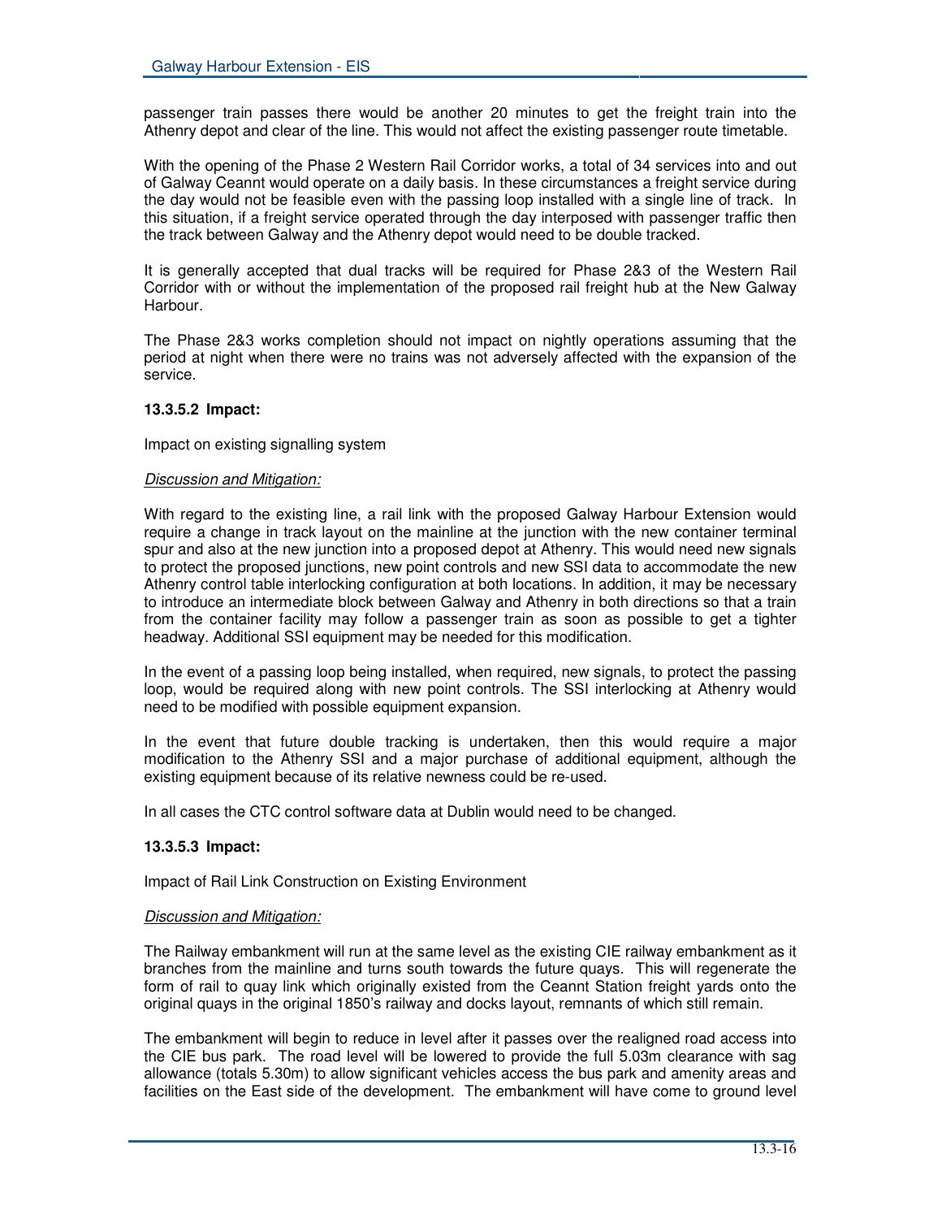passenger train passes there would be another 20 minutes to get the freight train into the Athenry depot and clear of the line. This would not affect the existing passenger route timetable.

With the opening of the Phase 2 Western Rail Corridor works, a total of 34 services into and out of Galway Ceannt would operate on a daily basis. In these circumstances a freight service during the day would not be feasible even with the passing loop installed with a single line of track. In this situation, if a freight service operated through the day interposed with passenger traffic then the track between Galway and the Athenry depot would need to be double tracked.

It is generally accepted that dual tracks will be required for Phase 2&3 of the Western Rail Corridor with or without the implementation of the proposed rail freight hub at the New Galway Harbour.

The Phase 2&3 works completion should not impact on nightly operations assuming that the period at night when there were no trains was not adversely affected with the expansion of the service.

#### 13.3.5.2 Impact:

Impact on existing signalling system

*Discussion and Mitigation:*

With regard to the existing line, a rail link with the proposed Galway Harbour Extension would require a change in track layout on the mainline at the junction with the new container terminal spur and also at the new junction into a proposed depot at Athenry. This would need new signals to protect the proposed junctions, new point controls and new SSI data to accommodate the new Athenry control table interlocking configuration at both locations. In addition, it may be necessary to introduce an intermediate block between Galway and Athenry in both directions so that a train from the container facility may follow a passenger train as soon as possible to get a tighter headway. Additional SSI equipment may be needed for this modification.

In the event of a passing loop being installed, when required, new signals, to protect the passing loop, would be required along with new point controls. The SSI interlocking at Athenry would need to be modified with possible equipment expansion.

In the event that future double tracking is undertaken, then this would require a major modification to the Athenry SSI and a major purchase of additional equipment, although the existing equipment because of its relative newness could be re-used.

In all cases the CTC control software data at Dublin would need to be changed.

#### 13.3.5.3 Impact:

Impact of Rail Link Construction on Existing Environment

*Discussion and Mitigation:*

The Railway embankment will run at the same level as the existing CIE railway embankment as it branches from the mainline and turns south towards the future quays. This will regenerate the form of rail to quay link which originally existed from the Ceannt Station freight yards onto the original quays in the original 1850's railway and docks layout, remnants of which still remain.

The embankment will begin to reduce in level after it passes over the realigned road access into the CIE bus park. The road level will be lowered to provide the full 5.03m clearance with sag allowance (totals 5.30m) to allow significant vehicles access the bus park and amenity areas and facilities on the East side of the development. The embankment will have come to ground level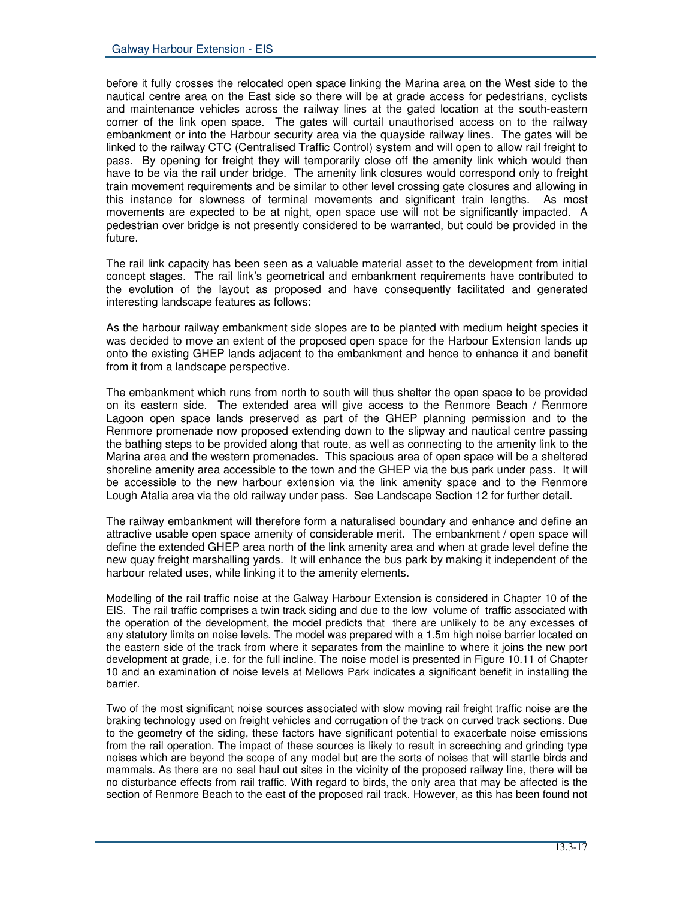before it fully crosses the relocated open space linking the Marina area on the West side to the nautical centre area on the East side so there will be at grade access for pedestrians, cyclists and maintenance vehicles across the railway lines at the gated location at the south-eastern corner of the link open space. The gates will curtail unauthorised access on to the railway embankment or into the Harbour security area via the quayside railway lines. The gates will be linked to the railway CTC (Centralised Traffic Control) system and will open to allow rail freight to pass. By opening for freight they will temporarily close off the amenity link which would then have to be via the rail under bridge. The amenity link closures would correspond only to freight train movement requirements and be similar to other level crossing gate closures and allowing in this instance for slowness of terminal movements and significant train lengths. As most movements are expected to be at night, open space use will not be significantly impacted. A pedestrian over bridge is not presently considered to be warranted, but could be provided in the future.

The rail link capacity has been seen as a valuable material asset to the development from initial concept stages. The rail link's geometrical and embankment requirements have contributed to the evolution of the layout as proposed and have consequently facilitated and generated interesting landscape features as follows:

As the harbour railway embankment side slopes are to be planted with medium height species it was decided to move an extent of the proposed open space for the Harbour Extension lands up onto the existing GHEP lands adjacent to the embankment and hence to enhance it and benefit from it from a landscape perspective.

The embankment which runs from north to south will thus shelter the open space to be provided on its eastern side. The extended area will give access to the Renmore Beach / Renmore Lagoon open space lands preserved as part of the GHEP planning permission and to the Renmore promenade now proposed extending down to the slipway and nautical centre passing the bathing steps to be provided along that route, as well as connecting to the amenity link to the Marina area and the western promenades. This spacious area of open space will be a sheltered shoreline amenity area accessible to the town and the GHEP via the bus park under pass. It will be accessible to the new harbour extension via the link amenity space and to the Renmore Lough Atalia area via the old railway under pass. See Landscape Section 12 for further detail.

The railway embankment will therefore form a naturalised boundary and enhance and define an attractive usable open space amenity of considerable merit. The embankment / open space will define the extended GHEP area north of the link amenity area and when at grade level define the new quay freight marshalling yards. It will enhance the bus park by making it independent of the harbour related uses, while linking it to the amenity elements.

Modelling of the rail traffic noise at the Galway Harbour Extension is considered in Chapter 10 of the EIS. The rail traffic comprises a twin track siding and due to the low volume of traffic associated with the operation of the development, the model predicts that there are unlikely to be any excesses of any statutory limits on noise levels. The model was prepared with a 1.5m high noise barrier located on the eastern side of the track from where it separates from the mainline to where it joins the new port development at grade, i.e. for the full incline. The noise model is presented in Figure 10.11 of Chapter 10 and an examination of noise levels at Mellows Park indicates a significant benefit in installing the barrier.

Two of the most significant noise sources associated with slow moving rail freight traffic noise are the braking technology used on freight vehicles and corrugation of the track on curved track sections. Due to the geometry of the siding, these factors have significant potential to exacerbate noise emissions from the rail operation. The impact of these sources is likely to result in screeching and grinding type noises which are beyond the scope of any model but are the sorts of noises that will startle birds and mammals. As there are no seal haul out sites in the vicinity of the proposed railway line, there will be no disturbance effects from rail traffic. With regard to birds, the only area that may be affected is the section of Renmore Beach to the east of the proposed rail track. However, as this has been found not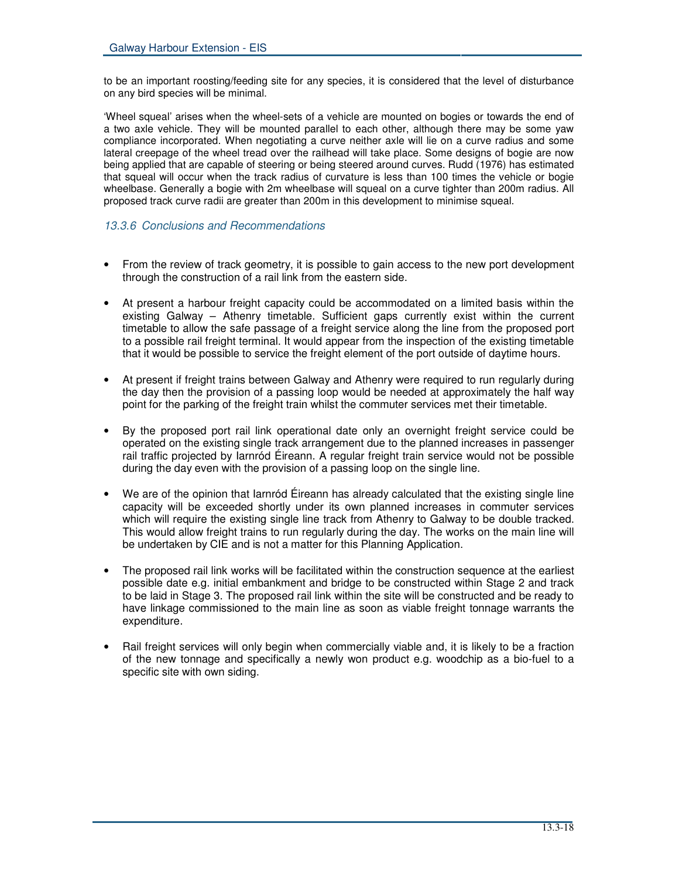to be an important roosting/feeding site for any species, it is considered that the level of disturbance on any bird species will be minimal.

'Wheel squeal' arises when the wheel-sets of a vehicle are mounted on bogies or towards the end of a two axle vehicle. They will be mounted parallel to each other, although there may be some yaw compliance incorporated. When negotiating a curve neither axle will lie on a curve radius and some lateral creepage of the wheel tread over the railhead will take place. Some designs of bogie are now being applied that are capable of steering or being steered around curves. Rudd (1976) has estimated that squeal will occur when the track radius of curvature is less than 100 times the vehicle or bogie wheelbase. Generally a bogie with 2m wheelbase will squeal on a curve tighter than 200m radius. All proposed track curve radii are greater than 200m in this development to minimise squeal.

### *13.3.6 Conclusions and Recommendations*

- From the review of track geometry, it is possible to gain access to the new port development through the construction of a rail link from the eastern side.
- At present a harbour freight capacity could be accommodated on a limited basis within the existing Galway – Athenry timetable. Sufficient gaps currently exist within the current timetable to allow the safe passage of a freight service along the line from the proposed port to a possible rail freight terminal. It would appear from the inspection of the existing timetable that it would be possible to service the freight element of the port outside of daytime hours.
- At present if freight trains between Galway and Athenry were required to run regularly during the day then the provision of a passing loop would be needed at approximately the half way point for the parking of the freight train whilst the commuter services met their timetable.
- By the proposed port rail link operational date only an overnight freight service could be operated on the existing single track arrangement due to the planned increases in passenger rail traffic projected by Iarnród Éireann. A regular freight train service would not be possible during the day even with the provision of a passing loop on the single line.
- We are of the opinion that Iarnród Éireann has already calculated that the existing single line capacity will be exceeded shortly under its own planned increases in commuter services which will require the existing single line track from Athenry to Galway to be double tracked. This would allow freight trains to run regularly during the day. The works on the main line will be undertaken by CIE and is not a matter for this Planning Application.
- The proposed rail link works will be facilitated within the construction sequence at the earliest possible date e.g. initial embankment and bridge to be constructed within Stage 2 and track to be laid in Stage 3. The proposed rail link within the site will be constructed and be ready to have linkage commissioned to the main line as soon as viable freight tonnage warrants the expenditure.
- Rail freight services will only begin when commercially viable and, it is likely to be a fraction of the new tonnage and specifically a newly won product e.g. woodchip as a bio-fuel to a specific site with own siding.